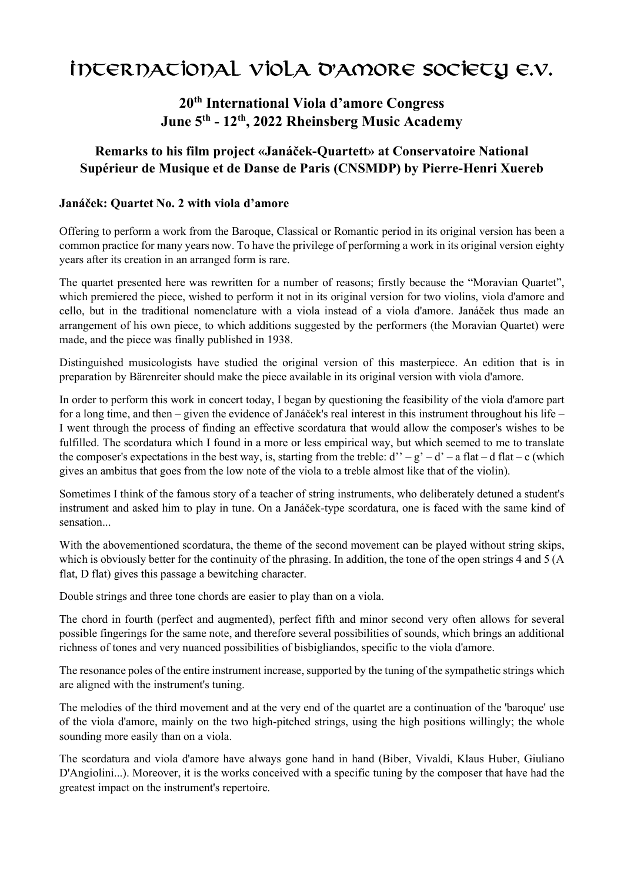# International Viola d'amore Society e.V.

## 20th International Viola d'amore Congress
## June 5th - 12th, 2022 Rheinsberg Music Academy

### Remarks to his film project «Janáček-Quartett» at Conservatoire National Supérieur de Musique et de Danse de Paris (CNSMDP) by Pierre-Henri Xuereb

**Janáček: Quartet No. 2 with viola d'amore**

Offering to perform a work from the Baroque, Classical or Romantic period in its original version has been a common practice for many years now. To have the privilege of performing a work in its original version eighty years after its creation in an arranged form is rare.

The quartet presented here was rewritten for a number of reasons; firstly because the "Moravian Quartet", which premiered the piece, wished to perform it not in its original version for two violins, viola d'amore and cello, but in the traditional nomenclature with a viola instead of a viola d'amore. Janáček thus made an arrangement of his own piece, to which additions suggested by the performers (the Moravian Quartet) were made, and the piece was finally published in 1938.

Distinguished musicologists have studied the original version of this masterpiece. An edition that is in preparation by Bärenreiter should make the piece available in its original version with viola d'amore.

In order to perform this work in concert today, I began by questioning the feasibility of the viola d'amore part for a long time, and then – given the evidence of Janáček's real interest in this instrument throughout his life – I went through the process of finding an effective scordatura that would allow the composer's wishes to be fulfilled. The scordatura which I found in a more or less empirical way, but which seemed to me to translate the composer's expectations in the best way, is, starting from the treble: d'' – g' – d' – a flat – d flat – c (which gives an ambitus that goes from the low note of the viola to a treble almost like that of the violin).

Sometimes I think of the famous story of a teacher of string instruments, who deliberately detuned a student's instrument and asked him to play in tune. On a Janáček-type scordatura, one is faced with the same kind of sensation...

With the abovementioned scordatura, the theme of the second movement can be played without string skips, which is obviously better for the continuity of the phrasing. In addition, the tone of the open strings 4 and 5 (A flat, D flat) gives this passage a bewitching character.

Double strings and three tone chords are easier to play than on a viola.

The chord in fourth (perfect and augmented), perfect fifth and minor second very often allows for several possible fingerings for the same note, and therefore several possibilities of sounds, which brings an additional richness of tones and very nuanced possibilities of bisbigliandos, specific to the viola d'amore.

The resonance poles of the entire instrument increase, supported by the tuning of the sympathetic strings which are aligned with the instrument's tuning.

The melodies of the third movement and at the very end of the quartet are a continuation of the 'baroque' use of the viola d'amore, mainly on the two high-pitched strings, using the high positions willingly; the whole sounding more easily than on a viola.

The scordatura and viola d'amore have always gone hand in hand (Biber, Vivaldi, Klaus Huber, Giuliano D'Angiolini...). Moreover, it is the works conceived with a specific tuning by the composer that have had the greatest impact on the instrument's repertoire.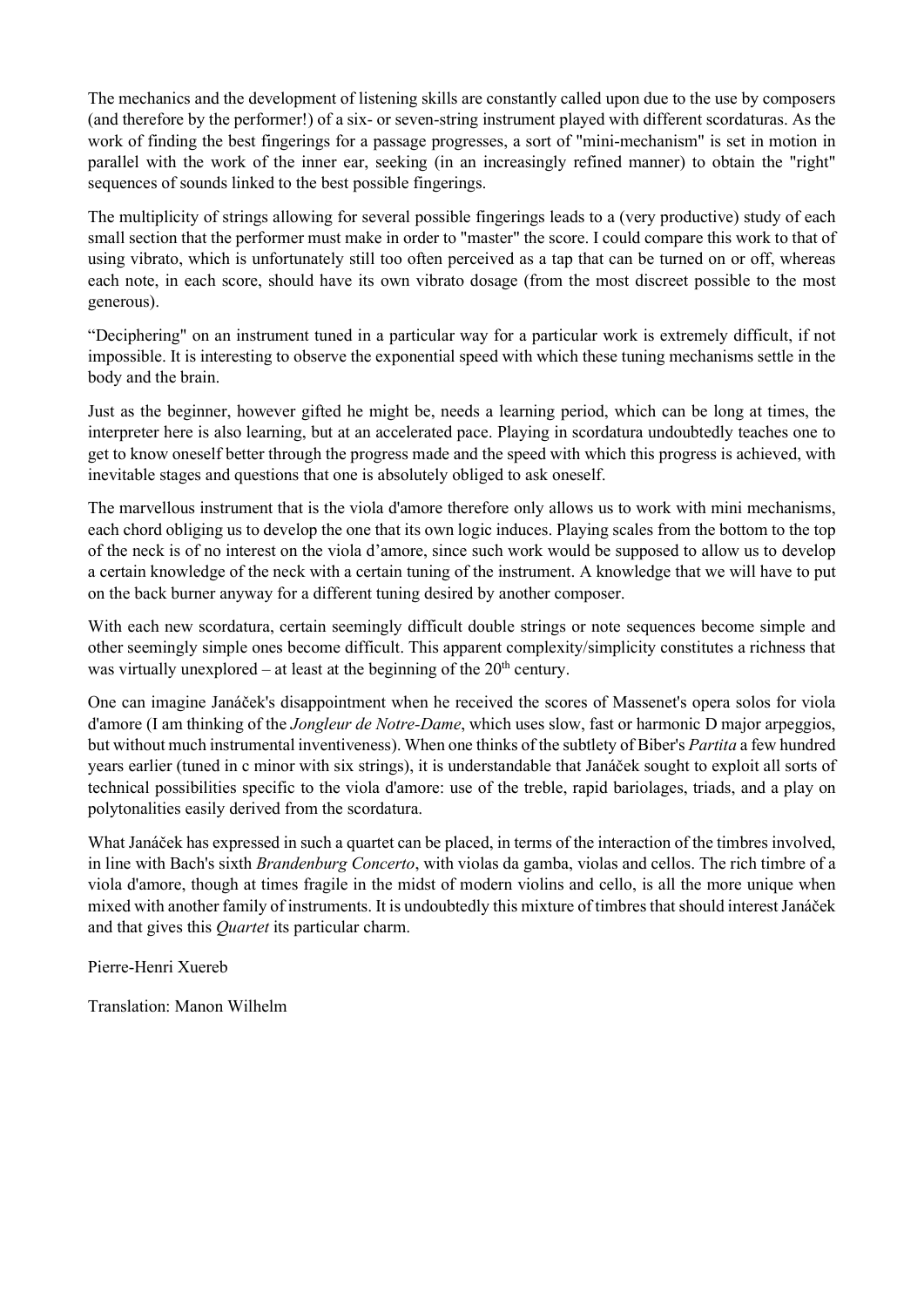The mechanics and the development of listening skills are constantly called upon due to the use by composers (and therefore by the performer!) of a six- or seven-string instrument played with different scordaturas. As the work of finding the best fingerings for a passage progresses, a sort of "mini-mechanism" is set in motion in parallel with the work of the inner ear, seeking (in an increasingly refined manner) to obtain the "right" sequences of sounds linked to the best possible fingerings.

The multiplicity of strings allowing for several possible fingerings leads to a (very productive) study of each small section that the performer must make in order to "master" the score. I could compare this work to that of using vibrato, which is unfortunately still too often perceived as a tap that can be turned on or off, whereas each note, in each score, should have its own vibrato dosage (from the most discreet possible to the most generous).

“Deciphering" on an instrument tuned in a particular way for a particular work is extremely difficult, if not impossible. It is interesting to observe the exponential speed with which these tuning mechanisms settle in the body and the brain.

Just as the beginner, however gifted he might be, needs a learning period, which can be long at times, the interpreter here is also learning, but at an accelerated pace. Playing in scordatura undoubtedly teaches one to get to know oneself better through the progress made and the speed with which this progress is achieved, with inevitable stages and questions that one is absolutely obliged to ask oneself.

The marvellous instrument that is the viola d'amore therefore only allows us to work with mini mechanisms, each chord obliging us to develop the one that its own logic induces. Playing scales from the bottom to the top of the neck is of no interest on the viola d’amore, since such work would be supposed to allow us to develop a certain knowledge of the neck with a certain tuning of the instrument. A knowledge that we will have to put on the back burner anyway for a different tuning desired by another composer.

With each new scordatura, certain seemingly difficult double strings or note sequences become simple and other seemingly simple ones become difficult. This apparent complexity/simplicity constitutes a richness that was virtually unexplored – at least at the beginning of the 20th century.

One can imagine Janáček's disappointment when he received the scores of Massenet's opera solos for viola d'amore (I am thinking of the *Jongleur de Notre-Dame*, which uses slow, fast or harmonic D major arpeggios, but without much instrumental inventiveness). When one thinks of the subtlety of Biber's *Partita* a few hundred years earlier (tuned in c minor with six strings), it is understandable that Janáček sought to exploit all sorts of technical possibilities specific to the viola d'amore: use of the treble, rapid bariolages, triads, and a play on polytonalities easily derived from the scordatura.

What Janáček has expressed in such a quartet can be placed, in terms of the interaction of the timbres involved, in line with Bach's sixth *Brandenburg Concerto*, with violas da gamba, violas and cellos. The rich timbre of a viola d'amore, though at times fragile in the midst of modern violins and cello, is all the more unique when mixed with another family of instruments. It is undoubtedly this mixture of timbres that should interest Janáček and that gives this *Quartet* its particular charm.

Pierre-Henri Xuereb

Translation: Manon Wilhelm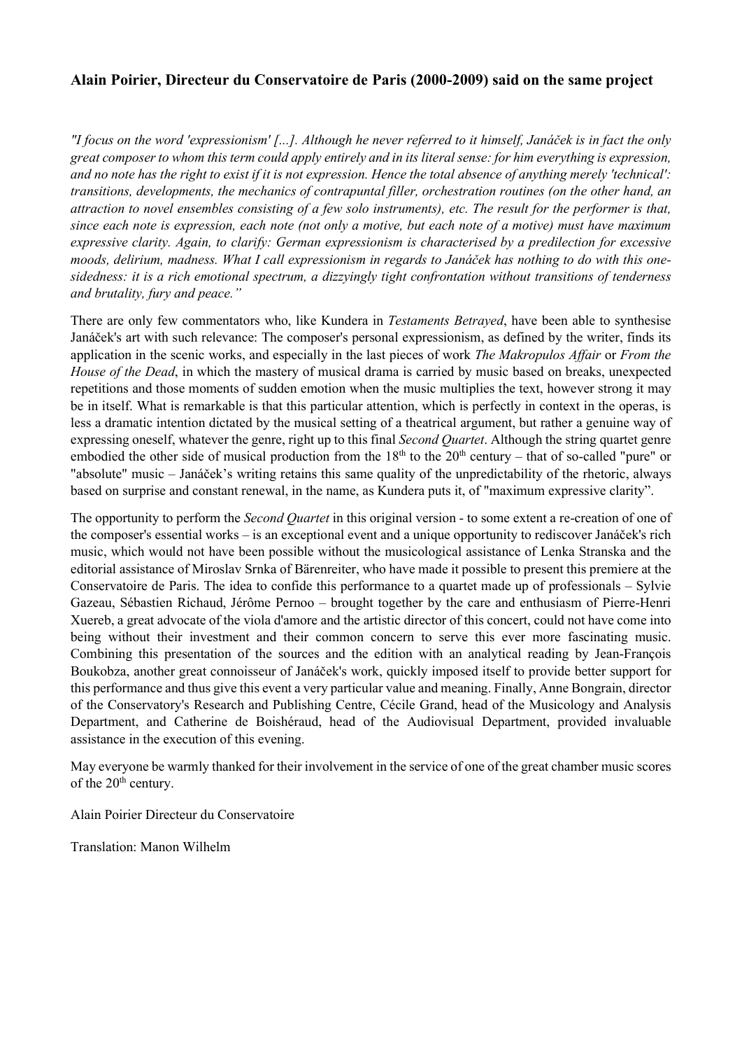## Alain Poirier, Directeur du Conservatoire de Paris (2000-2009) said on the same project

*"I focus on the word 'expressionism' [...]. Although he never referred to it himself, Janáček is in fact the only great composer to whom this term could apply entirely and in its literal sense: for him everything is expression, and no note has the right to exist if it is not expression. Hence the total absence of anything merely 'technical': transitions, developments, the mechanics of contrapuntal filler, orchestration routines (on the other hand, an attraction to novel ensembles consisting of a few solo instruments), etc. The result for the performer is that, since each note is expression, each note (not only a motive, but each note of a motive) must have maximum expressive clarity. Again, to clarify: German expressionism is characterised by a predilection for excessive moods, delirium, madness. What I call expressionism in regards to Janáček has nothing to do with this one-sidedness: it is a rich emotional spectrum, a dizzyingly tight confrontation without transitions of tenderness and brutality, fury and peace."*

There are only few commentators who, like Kundera in *Testaments Betrayed*, have been able to synthesise Janáček's art with such relevance: The composer's personal expressionism, as defined by the writer, finds its application in the scenic works, and especially in the last pieces of work *The Makropulos Affair* or *From the House of the Dead*, in which the mastery of musical drama is carried by music based on breaks, unexpected repetitions and those moments of sudden emotion when the music multiplies the text, however strong it may be in itself. What is remarkable is that this particular attention, which is perfectly in context in the operas, is less a dramatic intention dictated by the musical setting of a theatrical argument, but rather a genuine way of expressing oneself, whatever the genre, right up to this final *Second Quartet*. Although the string quartet genre embodied the other side of musical production from the 18th to the 20th century – that of so-called "pure" or "absolute" music – Janáček's writing retains this same quality of the unpredictability of the rhetoric, always based on surprise and constant renewal, in the name, as Kundera puts it, of "maximum expressive clarity".

The opportunity to perform the *Second Quartet* in this original version - to some extent a re-creation of one of the composer's essential works – is an exceptional event and a unique opportunity to rediscover Janáček's rich music, which would not have been possible without the musicological assistance of Lenka Stranska and the editorial assistance of Miroslav Srnka of Bärenreiter, who have made it possible to present this premiere at the Conservatoire de Paris. The idea to confide this performance to a quartet made up of professionals – Sylvie Gazeau, Sébastien Richaud, Jérôme Pernoo – brought together by the care and enthusiasm of Pierre-Henri Xuereb, a great advocate of the viola d'amore and the artistic director of this concert, could not have come into being without their investment and their common concern to serve this ever more fascinating music. Combining this presentation of the sources and the edition with an analytical reading by Jean-François Boukobza, another great connoisseur of Janáček's work, quickly imposed itself to provide better support for this performance and thus give this event a very particular value and meaning. Finally, Anne Bongrain, director of the Conservatory's Research and Publishing Centre, Cécile Grand, head of the Musicology and Analysis Department, and Catherine de Boishéraud, head of the Audiovisual Department, provided invaluable assistance in the execution of this evening.

May everyone be warmly thanked for their involvement in the service of one of the great chamber music scores of the 20th century.

Alain Poirier Directeur du Conservatoire

Translation: Manon Wilhelm